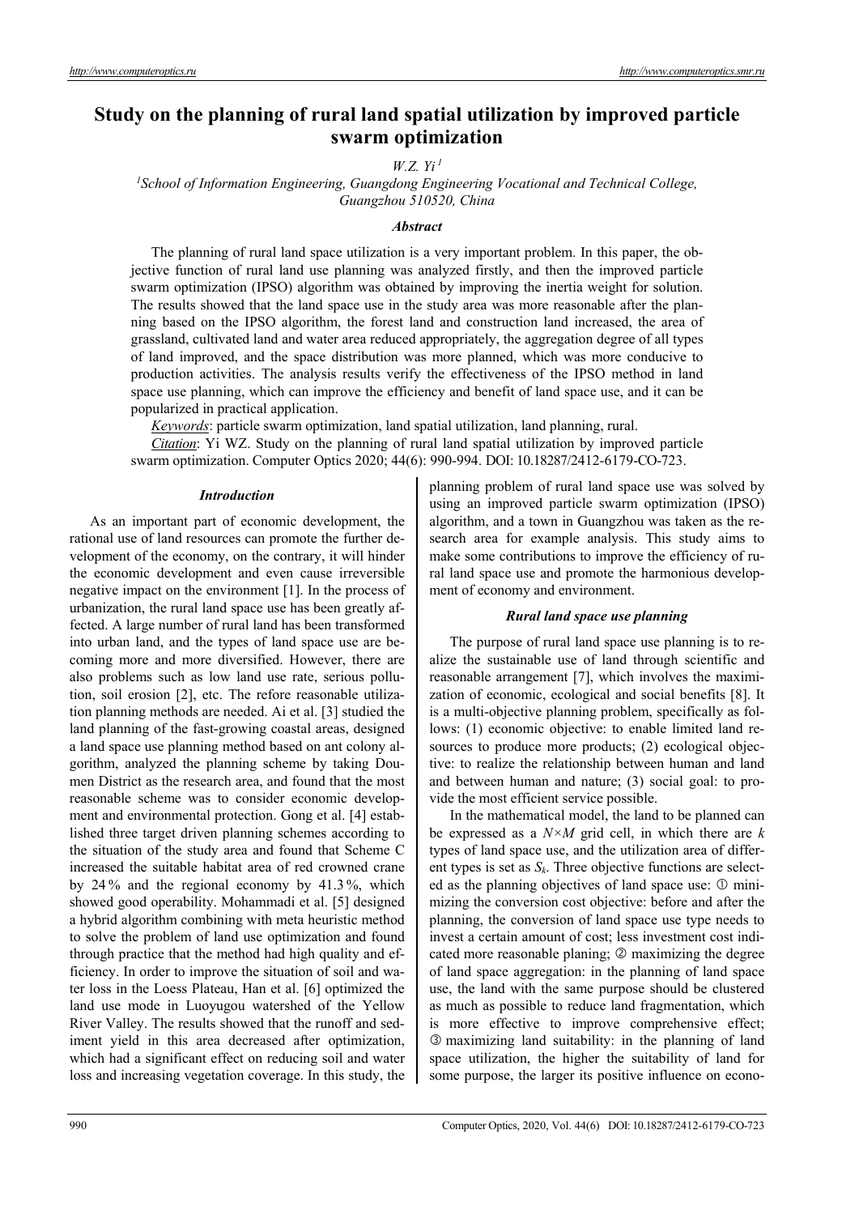# Study on the planning of rural land spatial utilization by improved particle swarm optimization

*W.Z. Yi* [1]

[1]*School of Information Engineering, Guangdong Engineering Vocational and Technical College, Guangzhou 510520, China*

### *Abstract*

The planning of rural land space utilization is a very important problem. In this paper, the objective function of rural land use planning was analyzed firstly, and then the improved particle swarm optimization (IPSO) algorithm was obtained by improving the inertia weight for solution. The results showed that the land space use in the study area was more reasonable after the planning based on the IPSO algorithm, the forest land and construction land increased, the area of grassland, cultivated land and water area reduced appropriately, the aggregation degree of all types of land improved, and the space distribution was more planned, which was more conducive to production activities. The analysis results verify the effectiveness of the IPSO method in land space use planning, which can improve the efficiency and benefit of land space use, and it can be popularized in practical application.

*Keywords*: particle swarm optimization, land spatial utilization, land planning, rural.

*Citation*: Yi WZ. Study on the planning of rural land spatial utilization by improved particle swarm optimization. Computer Optics 2020; 44(6): 990-994. DOI: 10.18287/2412-6179-CO-723.

### *Introduction*

As an important part of economic development, the rational use of land resources can promote the further development of the economy, on the contrary, it will hinder the economic development and even cause irreversible negative impact on the environment [1]. In the process of urbanization, the rural land space use has been greatly affected. A large number of rural land has been transformed into urban land, and the types of land space use are becoming more and more diversified. However, there are also problems such as low land use rate, serious pollution, soil erosion [2], etc. The refore reasonable utilization planning methods are needed. Ai et al. [3] studied the land planning of the fast-growing coastal areas, designed a land space use planning method based on ant colony algorithm, analyzed the planning scheme by taking Doumen District as the research area, and found that the most reasonable scheme was to consider economic development and environmental protection. Gong et al. [4] established three target driven planning schemes according to the situation of the study area and found that Scheme C increased the suitable habitat area of red crowned crane by 24 % and the regional economy by 41.3 %, which showed good operability. Mohammadi et al. [5] designed a hybrid algorithm combining with meta heuristic method to solve the problem of land use optimization and found through practice that the method had high quality and efficiency. In order to improve the situation of soil and water loss in the Loess Plateau, Han et al. [6] optimized the land use mode in Luoyugou watershed of the Yellow River Valley. The results showed that the runoff and sediment yield in this area decreased after optimization, which had a significant effect on reducing soil and water loss and increasing vegetation coverage. In this study, the planning problem of rural land space use was solved by using an improved particle swarm optimization (IPSO) algorithm, and a town in Guangzhou was taken as the research area for example analysis. This study aims to make some contributions to improve the efficiency of rural land space use and promote the harmonious development of economy and environment.

### *Rural land space use planning*

The purpose of rural land space use planning is to realize the sustainable use of land through scientific and reasonable arrangement [7], which involves the maximization of economic, ecological and social benefits [8]. It is a multi-objective planning problem, specifically as follows: (1) economic objective: to enable limited land resources to produce more products; (2) ecological objective: to realize the relationship between human and land and between human and nature; (3) social goal: to provide the most efficient service possible.

In the mathematical model, the land to be planned can be expressed as a $N \times M$ grid cell, in which there are $k$ types of land space use, and the utilization area of different types is set as $S_k$. Three objective functions are selected as the planning objectives of land space use: ① minimizing the conversion cost objective: before and after the planning, the conversion of land space use type needs to invest a certain amount of cost; less investment cost indicated more reasonable planing; ② maximizing the degree of land space aggregation: in the planning of land space use, the land with the same purpose should be clustered as much as possible to reduce land fragmentation, which is more effective to improve comprehensive effect; ③ maximizing land suitability: in the planning of land space utilization, the higher the suitability of land for some purpose, the larger its positive influence on econo-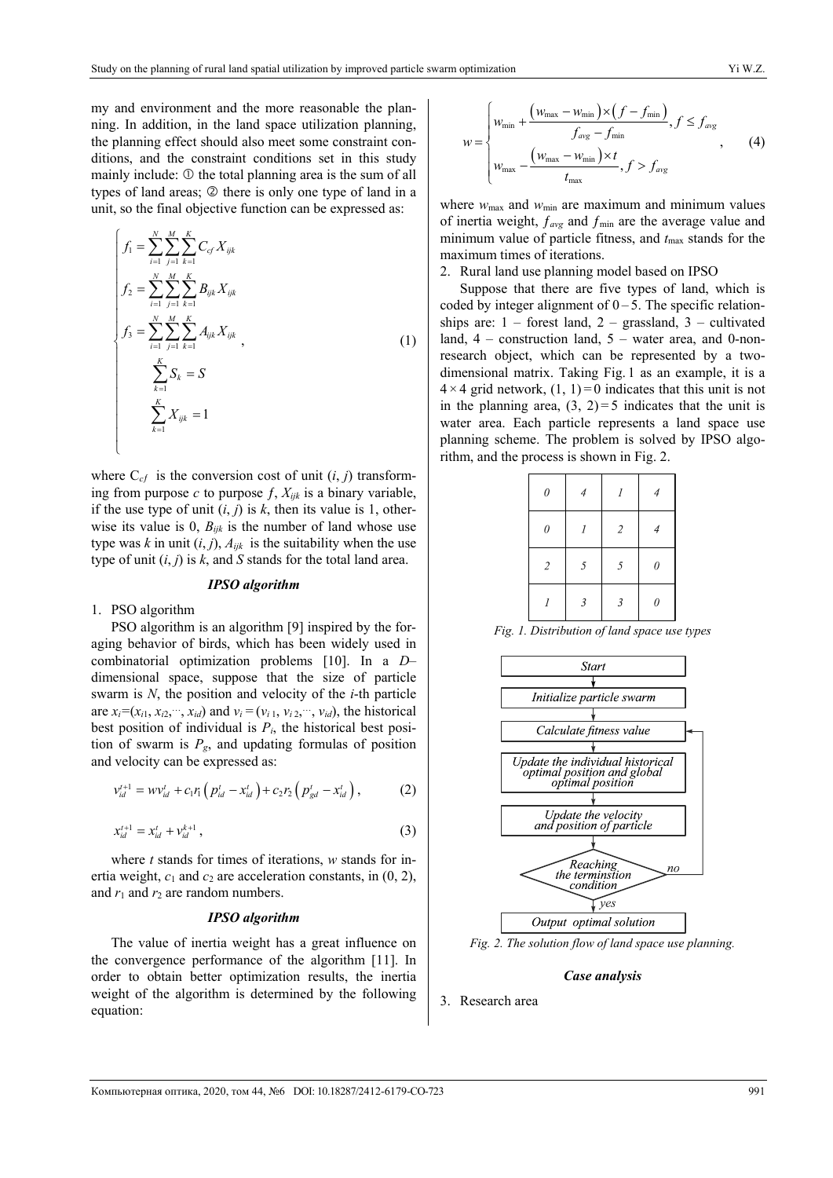my and environment and the more reasonable the planning. In addition, in the land space utilization planning, the planning effect should also meet some constraint conditions, and the constraint conditions set in this study mainly include: ① the total planning area is the sum of all types of land areas; ② there is only one type of land in a unit, so the final objective function can be expressed as:

$$
\begin{cases}
f_1 = \sum_{i=1}^{N} \sum_{j=1}^{M} \sum_{k=1}^{K} C_{cf} X_{ijk} \\
f_2 = \sum_{i=1}^{N} \sum_{j=1}^{M} \sum_{k=1}^{K} B_{ijk} X_{ijk} \\
f_3 = \sum_{i=1}^{N} \sum_{j=1}^{M} \sum_{k=1}^{K} A_{ijk} X_{ijk} \\
\sum_{k=1}^{K} S_k = S \\
\sum_{k=1}^{K} X_{ijk} = 1
\end{cases}, \quad (1)
$$

where $C_{cf}$ is the conversion cost of unit $(i, j)$ transforming from purpose $c$ to purpose $f$, $X_{ijk}$ is a binary variable, if the use type of unit $(i, j)$ is $k$, then its value is 1, otherwise its value is 0, $B_{ijk}$ is the number of land whose use type was $k$ in unit $(i, j)$, $A_{ijk}$ is the suitability when the use type of unit $(i, j)$ is $k$, and $S$ stands for the total land area.

### *IPSO algorithm*

1. PSO algorithm

PSO algorithm is an algorithm [9] inspired by the foraging behavior of birds, which has been widely used in combinatorial optimization problems [10]. In a $D$–dimensional space, suppose that the size of particle swarm is $N$, the position and velocity of the $i$-th particle are $x_i=(x_{i1}, x_{i2},\cdots, x_{id})$ and $v_i = (v_{i1}, v_{i2},\cdots, v_{id})$, the historical best position of individual is $P_i$, the historical best position of swarm is $P_g$, and updating formulas of position and velocity can be expressed as:

$$
v_{id}^{t+1} = wv_{id}^{t} + c_1 r_1 \left(p_{id}^{t} - x_{id}^{t}\right) + c_2 r_2 \left(p_{gd}^{t} - x_{id}^{t}\right), \quad (2)
$$

$$
x_{id}^{t+1} = x_{id}^{t} + v_{id}^{k+1}, \quad (3)
$$

where $t$ stands for times of iterations, $w$ stands for inertia weight, $c_1$ and $c_2$ are acceleration constants, in (0, 2), and $r_1$ and $r_2$ are random numbers.

### *IPSO algorithm*

The value of inertia weight has a great influence on the convergence performance of the algorithm [11]. In order to obtain better optimization results, the inertia weight of the algorithm is determined by the following equation:

$$
w = \begin{cases}
w_{\min} + \dfrac{\left(w_{\max} - w_{\min}\right)\times\left(f - f_{\min}\right)}{f_{avg} - f_{\min}}, f \le f_{avg} \\
w_{\max} - \dfrac{\left(w_{\max} - w_{\min}\right)\times t}{t_{\max}}, f > f_{avg}
\end{cases}, \quad (4)
$$

where $w_{\max}$ and $w_{\min}$ are maximum and minimum values of inertia weight, $f_{avg}$ and $f_{\min}$ are the average value and minimum value of particle fitness, and $t_{\max}$ stands for the maximum times of iterations.

2. Rural land use planning model based on IPSO

Suppose that there are five types of land, which is coded by integer alignment of 0 – 5. The specific relationships are: 1 – forest land, 2 – grassland, 3 – cultivated land, 4 – construction land, 5 – water area, and 0-non-research object, which can be represented by a two-dimensional matrix. Taking Fig. 1 as an example, it is a $4 \times 4$ grid network, (1, 1) = 0 indicates that this unit is not in the planning area, (3, 2) = 5 indicates that the unit is water area. Each particle represents a land space use planning scheme. The problem is solved by IPSO algorithm, and the process is shown in Fig. 2.

| | | | |
|---|---|---|---|
| 0 | 4 | 1 | 4 |
| 0 | 1 | 2 | 4 |
| 2 | 5 | 5 | 0 |
| 1 | 3 | 3 | 0 |

*Fig. 1. Distribution of land space use types*

Start → Initialize particle swarm → Calculate fitness value → Update the individual historical optimal position and global optimal position → Update the velocity and position of particle → Reaching the terminstion condition (no → Calculate fitness value; yes → Output optimal solution)

*Fig. 2. The solution flow of land space use planning.*

### *Case analysis*

3. Research area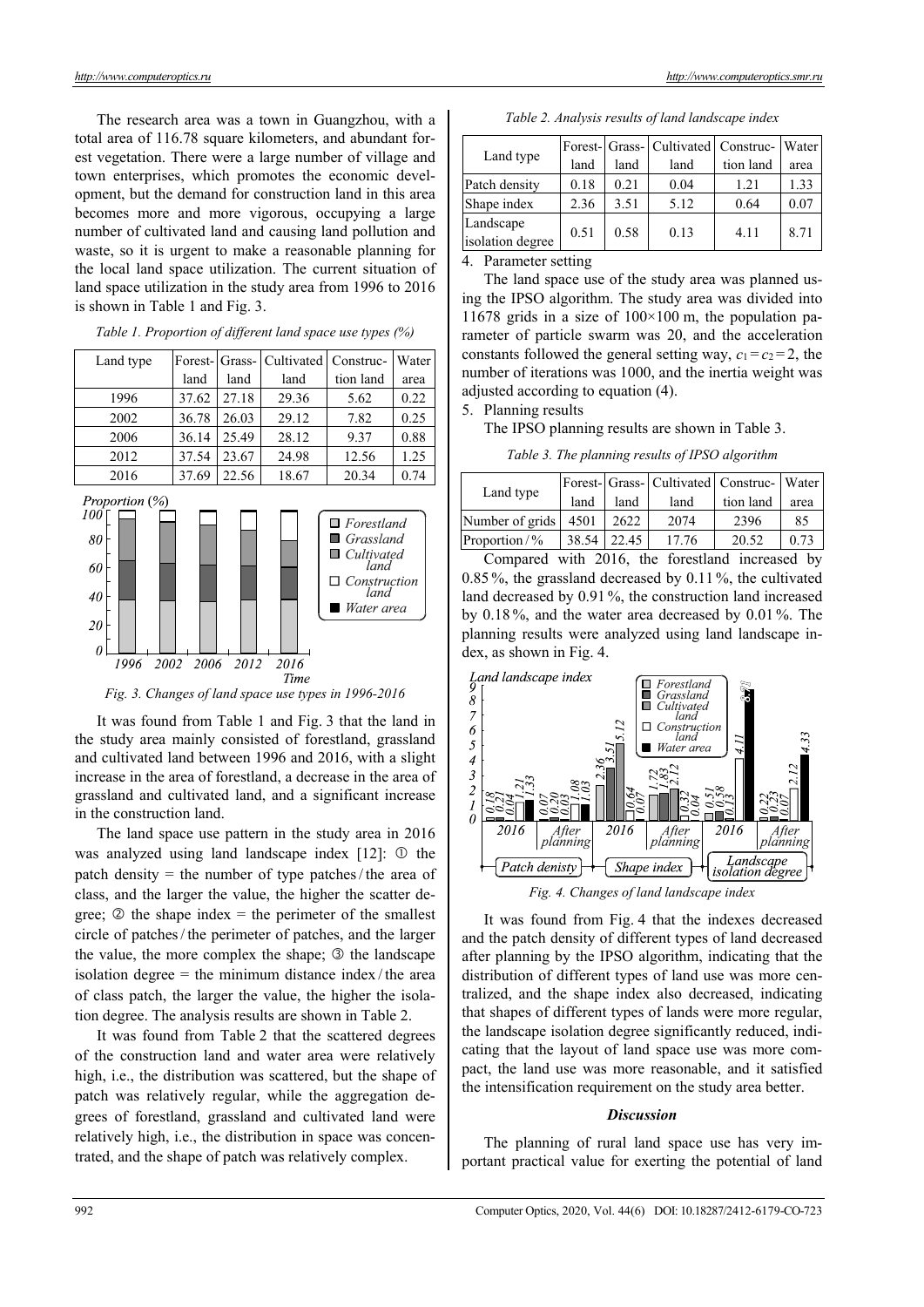The research area was a town in Guangzhou, with a total area of 116.78 square kilometers, and abundant forest vegetation. There were a large number of village and town enterprises, which promotes the economic development, but the demand for construction land in this area becomes more and more vigorous, occupying a large number of cultivated land and causing land pollution and waste, so it is urgent to make a reasonable planning for the local land space utilization. The current situation of land space utilization in the study area from 1996 to 2016 is shown in Table 1 and Fig. 3.

*Table 1. Proportion of different land space use types (%)*

| Land type | Forest-land | Grass-land | Cultivated land | Construc-tion land | Water area |
|---|---|---|---|---|---|
| 1996 | 37.62 | 27.18 | 29.36 | 5.62 | 0.22 |
| 2002 | 36.78 | 26.03 | 29.12 | 7.82 | 0.25 |
| 2006 | 36.14 | 25.49 | 28.12 | 9.37 | 0.88 |
| 2012 | 37.54 | 23.67 | 24.98 | 12.56 | 1.25 |
| 2016 | 37.69 | 22.56 | 18.67 | 20.34 | 0.74 |

*Fig. 3. Changes of land space use types in 1996-2016*

It was found from Table 1 and Fig. 3 that the land in the study area mainly consisted of forestland, grassland and cultivated land between 1996 and 2016, with a slight increase in the area of forestland, a decrease in the area of grassland and cultivated land, and a significant increase in the construction land.

The land space use pattern in the study area in 2016 was analyzed using land landscape index [12]: ① the patch density = the number of type patches / the area of class, and the larger the value, the higher the scatter degree; ② the shape index = the perimeter of the smallest circle of patches / the perimeter of patches, and the larger the value, the more complex the shape; ③ the landscape isolation degree = the minimum distance index / the area of class patch, the larger the value, the higher the isolation degree. The analysis results are shown in Table 2.

It was found from Table 2 that the scattered degrees of the construction land and water area were relatively high, i.e., the distribution was scattered, but the shape of patch was relatively regular, while the aggregation degrees of forestland, grassland and cultivated land were relatively high, i.e., the distribution in space was concentrated, and the shape of patch was relatively complex.

*Table 2. Analysis results of land landscape index*

| Land type | Forest-land | Grass-land | Cultivated land | Construc-tion land | Water area |
|---|---|---|---|---|---|
| Patch density | 0.18 | 0.21 | 0.04 | 1.21 | 1.33 |
| Shape index | 2.36 | 3.51 | 5.12 | 0.64 | 0.07 |
| Landscape isolation degree | 0.51 | 0.58 | 0.13 | 4.11 | 8.71 |

4. Parameter setting

The land space use of the study area was planned using the IPSO algorithm. The study area was divided into 11678 grids in a size of 100×100 m, the population parameter of particle swarm was 20, and the acceleration constants followed the general setting way, $c_1 = c_2 = 2$, the number of iterations was 1000, and the inertia weight was adjusted according to equation (4).

5. Planning results

The IPSO planning results are shown in Table 3.

*Table 3. The planning results of IPSO algorithm*

| Land type | Forest-land | Grass-land | Cultivated land | Construc-tion land | Water area |
|---|---|---|---|---|---|
| Number of grids | 4501 | 2622 | 2074 | 2396 | 85 |
| Proportion / % | 38.54 | 22.45 | 17.76 | 20.52 | 0.73 |

Compared with 2016, the forestland increased by 0.85 %, the grassland decreased by 0.11 %, the cultivated land decreased by 0.91 %, the construction land increased by 0.18 %, and the water area decreased by 0.01 %. The planning results were analyzed using land landscape index, as shown in Fig. 4.

*Fig. 4. Changes of land landscape index*

It was found from Fig. 4 that the indexes decreased and the patch density of different types of land decreased after planning by the IPSO algorithm, indicating that the distribution of different types of land use was more centralized, and the shape index also decreased, indicating that shapes of different types of lands were more regular, the landscape isolation degree significantly reduced, indicating that the layout of land space use was more compact, the land use was more reasonable, and it satisfied the intensification requirement on the study area better.

### *Discussion*

The planning of rural land space use has very important practical value for exerting the potential of land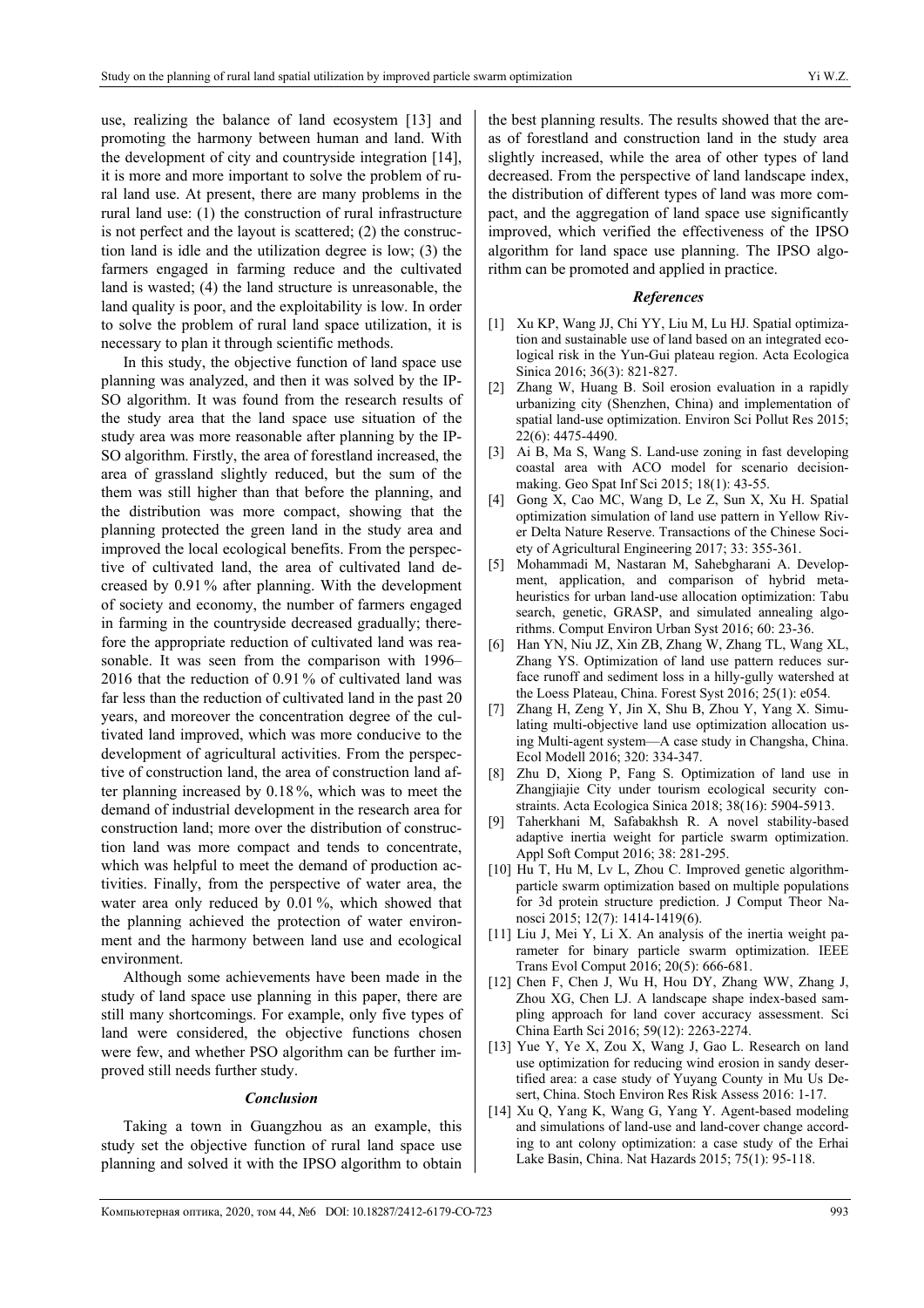use, realizing the balance of land ecosystem [13] and promoting the harmony between human and land. With the development of city and countryside integration [14], it is more and more important to solve the problem of rural land use. At present, there are many problems in the rural land use: (1) the construction of rural infrastructure is not perfect and the layout is scattered; (2) the construction land is idle and the utilization degree is low; (3) the farmers engaged in farming reduce and the cultivated land is wasted; (4) the land structure is unreasonable, the land quality is poor, and the exploitability is low. In order to solve the problem of rural land space utilization, it is necessary to plan it through scientific methods.

In this study, the objective function of land space use planning was analyzed, and then it was solved by the IPSO algorithm. It was found from the research results of the study area that the land space use situation of the study area was more reasonable after planning by the IPSO algorithm. Firstly, the area of forestland increased, the area of grassland slightly reduced, but the sum of the them was still higher than that before the planning, and the distribution was more compact, showing that the planning protected the green land in the study area and improved the local ecological benefits. From the perspective of cultivated land, the area of cultivated land decreased by 0.91 % after planning. With the development of society and economy, the number of farmers engaged in farming in the countryside decreased gradually; therefore the appropriate reduction of cultivated land was reasonable. It was seen from the comparison with 1996–2016 that the reduction of 0.91 % of cultivated land was far less than the reduction of cultivated land in the past 20 years, and moreover the concentration degree of the cultivated land improved, which was more conducive to the development of agricultural activities. From the perspective of construction land, the area of construction land after planning increased by 0.18 %, which was to meet the demand of industrial development in the research area for construction land; more over the distribution of construction land was more compact and tends to concentrate, which was helpful to meet the demand of production activities. Finally, from the perspective of water area, the water area only reduced by 0.01 %, which showed that the planning achieved the protection of water environment and the harmony between land use and ecological environment.

Although some achievements have been made in the study of land space use planning in this paper, there are still many shortcomings. For example, only five types of land were considered, the objective functions chosen were few, and whether PSO algorithm can be further improved still needs further study.

## *Conclusion*

Taking a town in Guangzhou as an example, this study set the objective function of rural land space use planning and solved it with the IPSO algorithm to obtain the best planning results. The results showed that the areas of forestland and construction land in the study area slightly increased, while the area of other types of land decreased. From the perspective of land landscape index, the distribution of different types of land was more compact, and the aggregation of land space use significantly improved, which verified the effectiveness of the IPSO algorithm for land space use planning. The IPSO algorithm can be promoted and applied in practice.

## *References*

[1] Xu KP, Wang JJ, Chi YY, Liu M, Lu HJ. Spatial optimization and sustainable use of land based on an integrated ecological risk in the Yun-Gui plateau region. Acta Ecologica Sinica 2016; 36(3): 821-827.

[2] Zhang W, Huang B. Soil erosion evaluation in a rapidly urbanizing city (Shenzhen, China) and implementation of spatial land-use optimization. Environ Sci Pollut Res 2015; 22(6): 4475-4490.

[3] Ai B, Ma S, Wang S. Land-use zoning in fast developing coastal area with ACO model for scenario decision-making. Geo Spat Inf Sci 2015; 18(1): 43-55.

[4] Gong X, Cao MC, Wang D, Le Z, Sun X, Xu H. Spatial optimization simulation of land use pattern in Yellow River Delta Nature Reserve. Transactions of the Chinese Society of Agricultural Engineering 2017; 33: 355-361.

[5] Mohammadi M, Nastaran M, Sahebgharani A. Development, application, and comparison of hybrid metaheuristics for urban land-use allocation optimization: Tabu search, genetic, GRASP, and simulated annealing algorithms. Comput Environ Urban Syst 2016; 60: 23-36.

[6] Han YN, Niu JZ, Xin ZB, Zhang W, Zhang TL, Wang XL, Zhang YS. Optimization of land use pattern reduces surface runoff and sediment loss in a hilly-gully watershed at the Loess Plateau, China. Forest Syst 2016; 25(1): e054.

[7] Zhang H, Zeng Y, Jin X, Shu B, Zhou Y, Yang X. Simulating multi-objective land use optimization allocation using Multi-agent system—A case study in Changsha, China. Ecol Modell 2016; 320: 334-347.

[8] Zhu D, Xiong P, Fang S. Optimization of land use in Zhangjiajie City under tourism ecological security constraints. Acta Ecologica Sinica 2018; 38(16): 5904-5913.

[9] Taherkhani M, Safabakhsh R. A novel stability-based adaptive inertia weight for particle swarm optimization. Appl Soft Comput 2016; 38: 281-295.

[10] Hu T, Hu M, Lv L, Zhou C. Improved genetic algorithm-particle swarm optimization based on multiple populations for 3d protein structure prediction. J Comput Theor Nanosci 2015; 12(7): 1414-1419(6).

[11] Liu J, Mei Y, Li X. An analysis of the inertia weight parameter for binary particle swarm optimization. IEEE Trans Evol Comput 2016; 20(5): 666-681.

[12] Chen F, Chen J, Wu H, Hou DY, Zhang WW, Zhang J, Zhou XG, Chen LJ. A landscape shape index-based sampling approach for land cover accuracy assessment. Sci China Earth Sci 2016; 59(12): 2263-2274.

[13] Yue Y, Ye X, Zou X, Wang J, Gao L. Research on land use optimization for reducing wind erosion in sandy desertified area: a case study of Yuyang County in Mu Us Desert, China. Stoch Environ Res Risk Assess 2016: 1-17.

[14] Xu Q, Yang K, Wang G, Yang Y. Agent-based modeling and simulations of land-use and land-cover change according to ant colony optimization: a case study of the Erhai Lake Basin, China. Nat Hazards 2015; 75(1): 95-118.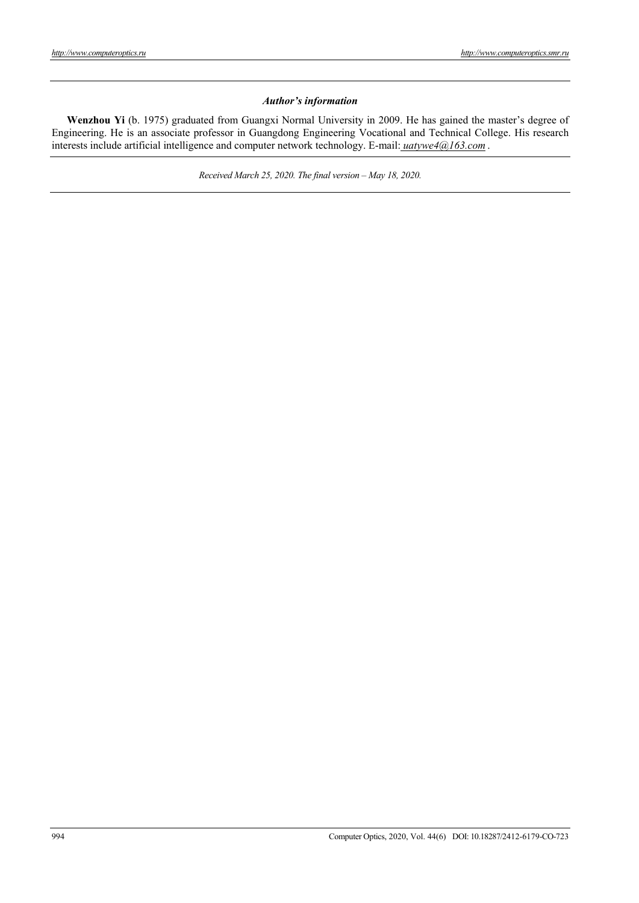### *Author's information*

**Wenzhou Yi** (b. 1975) graduated from Guangxi Normal University in 2009. He has gained the master's degree of Engineering. He is an associate professor in Guangdong Engineering Vocational and Technical College. His research interests include artificial intelligence and computer network technology. E-mail: *uatywe4@163.com* .

*Received March 25, 2020. The final version – May 18, 2020.*